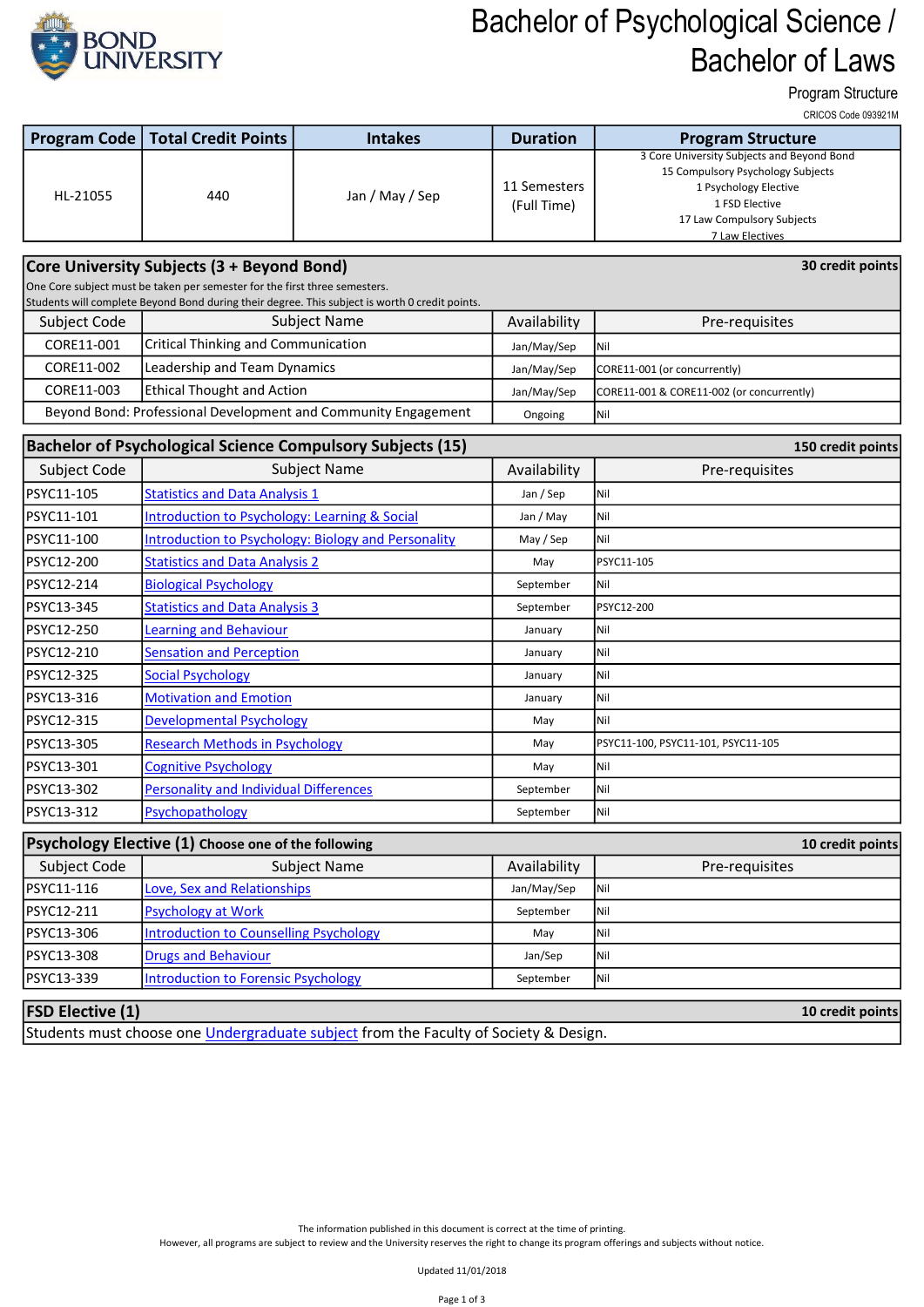# Bachelor of Psychological Science / Bachelor of Laws

Program Structure

CRICOS Code 093921M

| Program Code | Total Credit Points | Intakes | Duration | Program Structure |
|---|---|---|---|---|
| HL-21055 | 440 | Jan / May / Sep | 11 Semesters (Full Time) | 3 Core University Subjects and Beyond Bond<br>15 Compulsory Psychology Subjects<br>1 Psychology Elective<br>1 FSD Elective<br>17 Law Compulsory Subjects<br>7 Law Electives |

## Core University Subjects (3 + Beyond Bond) — 30 credit points

One Core subject must be taken per semester for the first three semesters.
Students will complete Beyond Bond during their degree. This subject is worth 0 credit points.

| Subject Code | Subject Name | Availability | Pre-requisites |
|---|---|---|---|
| CORE11-001 | Critical Thinking and Communication | Jan/May/Sep | Nil |
| CORE11-002 | Leadership and Team Dynamics | Jan/May/Sep | CORE11-001 (or concurrently) |
| CORE11-003 | Ethical Thought and Action | Jan/May/Sep | CORE11-001 & CORE11-002 (or concurrently) |
| Beyond Bond: Professional Development and Community Engagement | | Ongoing | Nil |

## Bachelor of Psychological Science Compulsory Subjects (15) — 150 credit points

| Subject Code | Subject Name | Availability | Pre-requisites |
|---|---|---|---|
| PSYC11-105 | Statistics and Data Analysis 1 | Jan / Sep | Nil |
| PSYC11-101 | Introduction to Psychology: Learning & Social | Jan / May | Nil |
| PSYC11-100 | Introduction to Psychology: Biology and Personality | May / Sep | Nil |
| PSYC12-200 | Statistics and Data Analysis 2 | May | PSYC11-105 |
| PSYC12-214 | Biological Psychology | September | Nil |
| PSYC13-345 | Statistics and Data Analysis 3 | September | PSYC12-200 |
| PSYC12-250 | Learning and Behaviour | January | Nil |
| PSYC12-210 | Sensation and Perception | January | Nil |
| PSYC12-325 | Social Psychology | January | Nil |
| PSYC13-316 | Motivation and Emotion | January | Nil |
| PSYC12-315 | Developmental Psychology | May | Nil |
| PSYC13-305 | Research Methods in Psychology | May | PSYC11-100, PSYC11-101, PSYC11-105 |
| PSYC13-301 | Cognitive Psychology | May | Nil |
| PSYC13-302 | Personality and Individual Differences | September | Nil |
| PSYC13-312 | Psychopathology | September | Nil |

## Psychology Elective (1) Choose one of the following — 10 credit points

| Subject Code | Subject Name | Availability | Pre-requisites |
|---|---|---|---|
| PSYC11-116 | Love, Sex and Relationships | Jan/May/Sep | Nil |
| PSYC12-211 | Psychology at Work | September | Nil |
| PSYC13-306 | Introduction to Counselling Psychology | May | Nil |
| PSYC13-308 | Drugs and Behaviour | Jan/Sep | Nil |
| PSYC13-339 | Introduction to Forensic Psychology | September | Nil |

## FSD Elective (1) — 10 credit points

Students must choose one Undergraduate subject from the Faculty of Society & Design.

The information published in this document is correct at the time of printing.
However, all programs are subject to review and the University reserves the right to change its program offerings and subjects without notice.

Updated 11/01/2018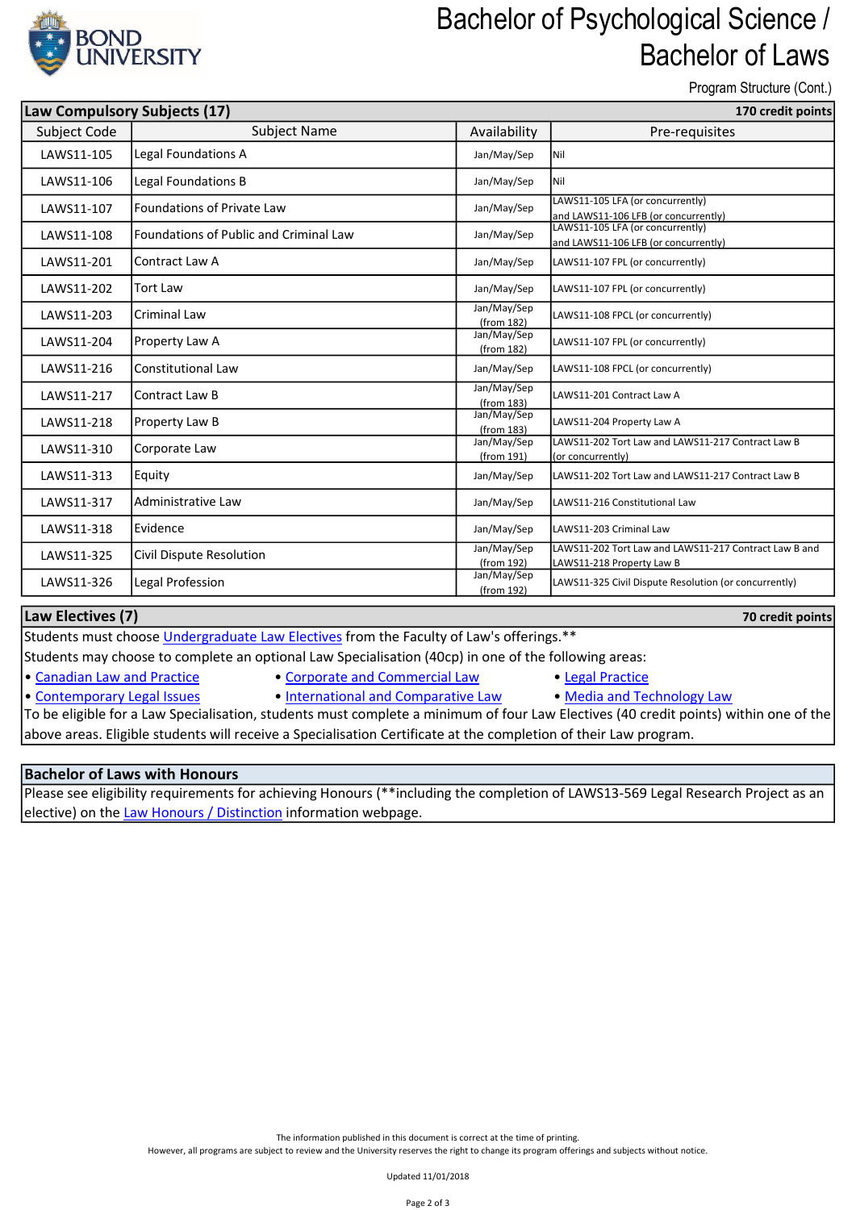# Bachelor of Psychological Science / Bachelor of Laws

Program Structure (Cont.)

| Law Compulsory Subjects (17) | | | 170 credit points |
|---|---|---|---|
| Subject Code | Subject Name | Availability | Pre-requisites |
| LAWS11-105 | Legal Foundations A | Jan/May/Sep | Nil |
| LAWS11-106 | Legal Foundations B | Jan/May/Sep | Nil |
| LAWS11-107 | Foundations of Private Law | Jan/May/Sep | LAWS11-105 LFA (or concurrently) and LAWS11-106 LFB (or concurrently) |
| LAWS11-108 | Foundations of Public and Criminal Law | Jan/May/Sep | LAWS11-105 LFA (or concurrently) and LAWS11-106 LFB (or concurrently) |
| LAWS11-201 | Contract Law A | Jan/May/Sep | LAWS11-107 FPL (or concurrently) |
| LAWS11-202 | Tort Law | Jan/May/Sep | LAWS11-107 FPL (or concurrently) |
| LAWS11-203 | Criminal Law | Jan/May/Sep (from 182) | LAWS11-108 FPCL (or concurrently) |
| LAWS11-204 | Property Law A | Jan/May/Sep (from 182) | LAWS11-107 FPL (or concurrently) |
| LAWS11-216 | Constitutional Law | Jan/May/Sep | LAWS11-108 FPCL (or concurrently) |
| LAWS11-217 | Contract Law B | Jan/May/Sep (from 183) | LAWS11-201 Contract Law A |
| LAWS11-218 | Property Law B | Jan/May/Sep (from 183) | LAWS11-204 Property Law A |
| LAWS11-310 | Corporate Law | Jan/May/Sep (from 191) | LAWS11-202 Tort Law and LAWS11-217 Contract Law B (or concurrently) |
| LAWS11-313 | Equity | Jan/May/Sep | LAWS11-202 Tort Law and LAWS11-217 Contract Law B |
| LAWS11-317 | Administrative Law | Jan/May/Sep | LAWS11-216 Constitutional Law |
| LAWS11-318 | Evidence | Jan/May/Sep | LAWS11-203 Criminal Law |
| LAWS11-325 | Civil Dispute Resolution | Jan/May/Sep (from 192) | LAWS11-202 Tort Law and LAWS11-217 Contract Law B and LAWS11-218 Property Law B |
| LAWS11-326 | Legal Profession | Jan/May/Sep (from 192) | LAWS11-325 Civil Dispute Resolution (or concurrently) |

## Law Electives (7) — 70 credit points

Students must choose Undergraduate Law Electives from the Faculty of Law's offerings.**

Students may choose to complete an optional Law Specialisation (40cp) in one of the following areas:

- Canadian Law and Practice
- Corporate and Commercial Law
- Legal Practice
- Contemporary Legal Issues
- International and Comparative Law
- Media and Technology Law

To be eligible for a Law Specialisation, students must complete a minimum of four Law Electives (40 credit points) within one of the above areas. Eligible students will receive a Specialisation Certificate at the completion of their Law program.

## Bachelor of Laws with Honours

Please see eligibility requirements for achieving Honours (**including the completion of LAWS13-569 Legal Research Project as an elective) on the Law Honours / Distinction information webpage.

The information published in this document is correct at the time of printing.
However, all programs are subject to review and the University reserves the right to change its program offerings and subjects without notice.

Updated 11/01/2018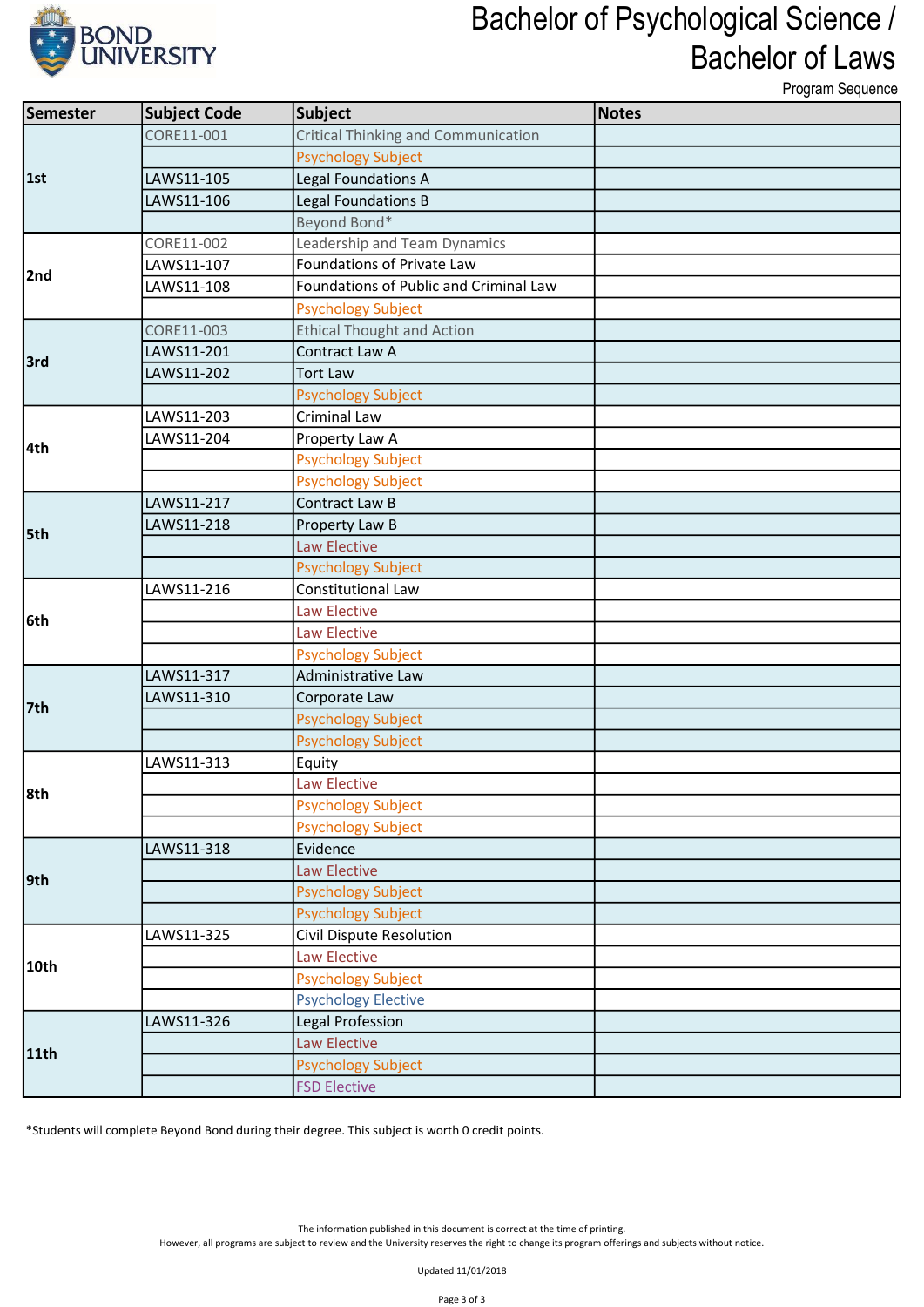# Bachelor of Psychological Science / Bachelor of Laws

Program Sequence

| Semester | Subject Code | Subject | Notes |
|---|---|---|---|
| 1st | CORE11-001 | Critical Thinking and Communication | |
| | | Psychology Subject | |
| | LAWS11-105 | Legal Foundations A | |
| | LAWS11-106 | Legal Foundations B | |
| | | Beyond Bond* | |
| 2nd | CORE11-002 | Leadership and Team Dynamics | |
| | LAWS11-107 | Foundations of Private Law | |
| | LAWS11-108 | Foundations of Public and Criminal Law | |
| | | Psychology Subject | |
| 3rd | CORE11-003 | Ethical Thought and Action | |
| | LAWS11-201 | Contract Law A | |
| | LAWS11-202 | Tort Law | |
| | | Psychology Subject | |
| 4th | LAWS11-203 | Criminal Law | |
| | LAWS11-204 | Property Law A | |
| | | Psychology Subject | |
| | | Psychology Subject | |
| 5th | LAWS11-217 | Contract Law B | |
| | LAWS11-218 | Property Law B | |
| | | Law Elective | |
| | | Psychology Subject | |
| 6th | LAWS11-216 | Constitutional Law | |
| | | Law Elective | |
| | | Law Elective | |
| | | Psychology Subject | |
| 7th | LAWS11-317 | Administrative Law | |
| | LAWS11-310 | Corporate Law | |
| | | Psychology Subject | |
| | | Psychology Subject | |
| 8th | LAWS11-313 | Equity | |
| | | Law Elective | |
| | | Psychology Subject | |
| | | Psychology Subject | |
| 9th | LAWS11-318 | Evidence | |
| | | Law Elective | |
| | | Psychology Subject | |
| | | Psychology Subject | |
| 10th | LAWS11-325 | Civil Dispute Resolution | |
| | | Law Elective | |
| | | Psychology Subject | |
| | | Psychology Elective | |
| 11th | LAWS11-326 | Legal Profession | |
| | | Law Elective | |
| | | Psychology Subject | |
| | | FSD Elective | |

*Students will complete Beyond Bond during their degree. This subject is worth 0 credit points.

The information published in this document is correct at the time of printing.
However, all programs are subject to review and the University reserves the right to change its program offerings and subjects without notice.

Updated 11/01/2018